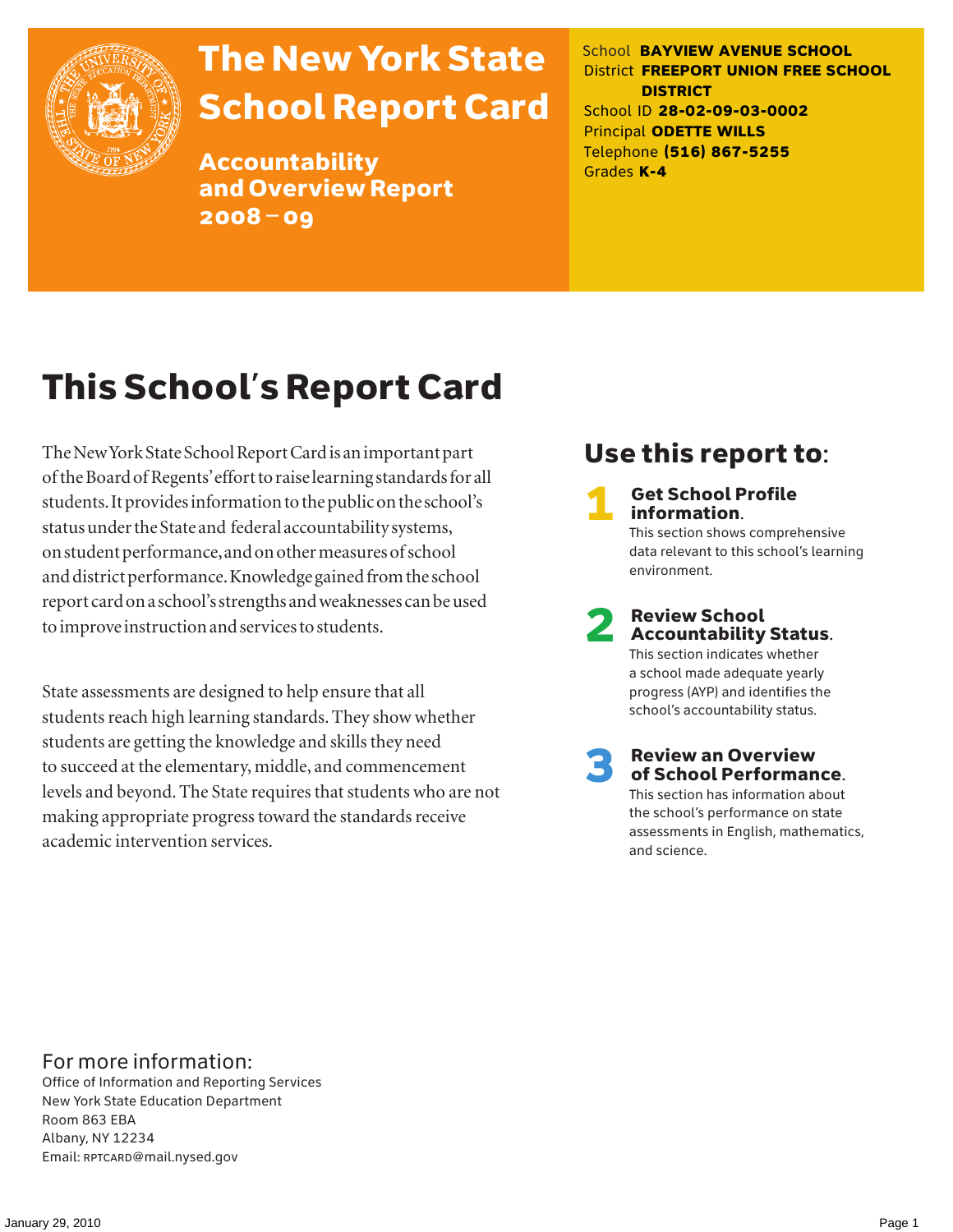# The New York State School Report Card

## Accountability and Overview Report 2008 – 09

School **BAYVIEW AVENUE SCHOOL**
District **FREEPORT UNION FREE SCHOOL DISTRICT**
School ID **28-02-09-03-0002**
Principal **ODETTE WILLS**
Telephone **(516) 867-5255**
Grades **K-4**

# This School's Report Card

The New York State School Report Card is an important part of the Board of Regents' effort to raise learning standards for all students. It provides information to the public on the school's status under the State and federal accountability systems, on student performance, and on other measures of school and district performance. Knowledge gained from the school report card on a school's strengths and weaknesses can be used to improve instruction and services to students.

State assessments are designed to help ensure that all students reach high learning standards. They show whether students are getting the knowledge and skills they need to succeed at the elementary, middle, and commencement levels and beyond. The State requires that students who are not making appropriate progress toward the standards receive academic intervention services.

## Use this report to:

1. **Get School Profile information.** This section shows comprehensive data relevant to this school's learning environment.
2. **Review School Accountability Status.** This section indicates whether a school made adequate yearly progress (AYP) and identifies the school's accountability status.
3. **Review an Overview of School Performance.** This section has information about the school's performance on state assessments in English, mathematics, and science.

## For more information:

Office of Information and Reporting Services
New York State Education Department
Room 863 EBA
Albany, NY 12234
Email: RPTCARD@mail.nysed.gov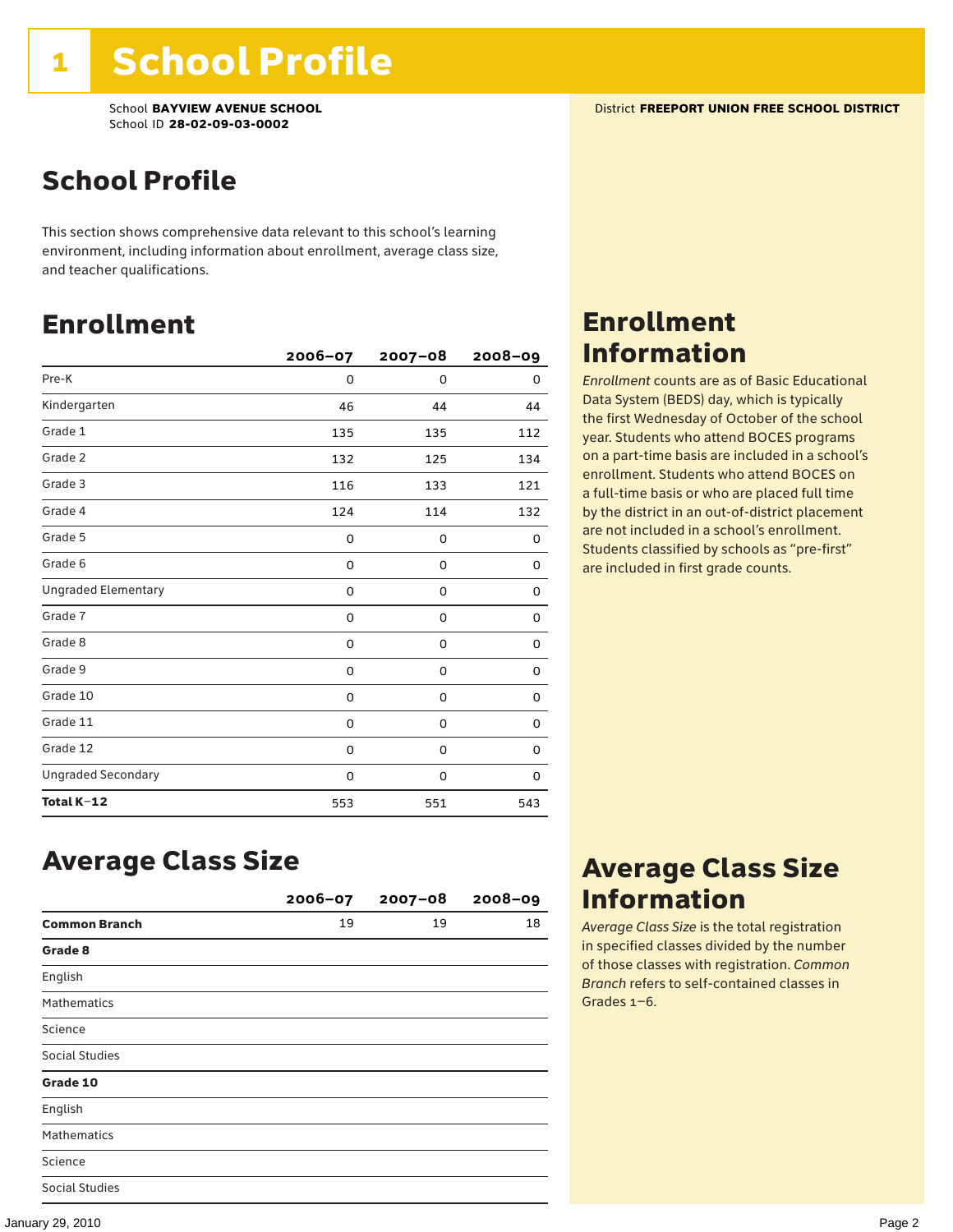# 1 School Profile

School **BAYVIEW AVENUE SCHOOL**
School ID **28-02-09-03-0002**

District **FREEPORT UNION FREE SCHOOL DISTRICT**

## School Profile

This section shows comprehensive data relevant to this school's learning environment, including information about enrollment, average class size, and teacher qualifications.

## Enrollment

| | 2006–07 | 2007–08 | 2008–09 |
|---|---|---|---|
| Pre-K | 0 | 0 | 0 |
| Kindergarten | 46 | 44 | 44 |
| Grade 1 | 135 | 135 | 112 |
| Grade 2 | 132 | 125 | 134 |
| Grade 3 | 116 | 133 | 121 |
| Grade 4 | 124 | 114 | 132 |
| Grade 5 | 0 | 0 | 0 |
| Grade 6 | 0 | 0 | 0 |
| Ungraded Elementary | 0 | 0 | 0 |
| Grade 7 | 0 | 0 | 0 |
| Grade 8 | 0 | 0 | 0 |
| Grade 9 | 0 | 0 | 0 |
| Grade 10 | 0 | 0 | 0 |
| Grade 11 | 0 | 0 | 0 |
| Grade 12 | 0 | 0 | 0 |
| Ungraded Secondary | 0 | 0 | 0 |
| **Total K–12** | 553 | 551 | 543 |

## Enrollment Information

*Enrollment* counts are as of Basic Educational Data System (BEDS) day, which is typically the first Wednesday of October of the school year. Students who attend BOCES programs on a part-time basis are included in a school's enrollment. Students who attend BOCES on a full-time basis or who are placed full time by the district in an out-of-district placement are not included in a school's enrollment. Students classified by schools as "pre-first" are included in first grade counts.

## Average Class Size

| | 2006–07 | 2007–08 | 2008–09 |
|---|---|---|---|
| **Common Branch** | 19 | 19 | 18 |
| **Grade 8** | | | |
| English | | | |
| Mathematics | | | |
| Science | | | |
| Social Studies | | | |
| **Grade 10** | | | |
| English | | | |
| Mathematics | | | |
| Science | | | |
| Social Studies | | | |

## Average Class Size Information

*Average Class Size* is the total registration in specified classes divided by the number of those classes with registration. *Common Branch* refers to self-contained classes in Grades 1–6.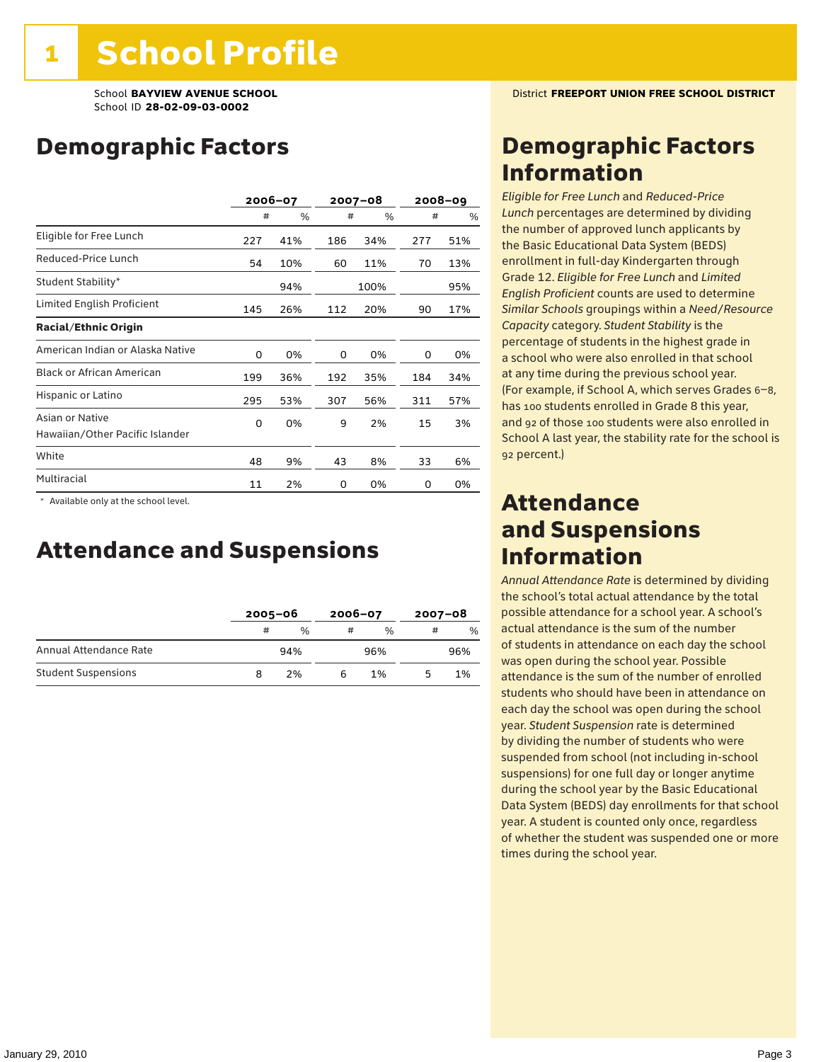# 1 School Profile

School **BAYVIEW AVENUE SCHOOL**
School ID **28-02-09-03-0002**

District **FREEPORT UNION FREE SCHOOL DISTRICT**

## Demographic Factors

| | 2006–07 | | 2007–08 | | 2008–09 | |
|---|---|---|---|---|---|---|
| | # | % | # | % | # | % |
| Eligible for Free Lunch | 227 | 41% | 186 | 34% | 277 | 51% |
| Reduced-Price Lunch | 54 | 10% | 60 | 11% | 70 | 13% |
| Student Stability* | | 94% | | 100% | | 95% |
| Limited English Proficient | 145 | 26% | 112 | 20% | 90 | 17% |
| **Racial/Ethnic Origin** | | | | | | |
| American Indian or Alaska Native | 0 | 0% | 0 | 0% | 0 | 0% |
| Black or African American | 199 | 36% | 192 | 35% | 184 | 34% |
| Hispanic or Latino | 295 | 53% | 307 | 56% | 311 | 57% |
| Asian or Native Hawaiian/Other Pacific Islander | 0 | 0% | 9 | 2% | 15 | 3% |
| White | 48 | 9% | 43 | 8% | 33 | 6% |
| Multiracial | 11 | 2% | 0 | 0% | 0 | 0% |

\* Available only at the school level.

## Attendance and Suspensions

| | 2005–06 | | 2006–07 | | 2007–08 | |
|---|---|---|---|---|---|---|
| | # | % | # | % | # | % |
| Annual Attendance Rate | | 94% | | 96% | | 96% |
| Student Suspensions | 8 | 2% | 6 | 1% | 5 | 1% |

## Demographic Factors Information

*Eligible for Free Lunch* and *Reduced-Price Lunch* percentages are determined by dividing the number of approved lunch applicants by the Basic Educational Data System (BEDS) enrollment in full-day Kindergarten through Grade 12. *Eligible for Free Lunch* and *Limited English Proficient* counts are used to determine *Similar Schools* groupings within a *Need/Resource Capacity* category. *Student Stability* is the percentage of students in the highest grade in a school who were also enrolled in that school at any time during the previous school year. (For example, if School A, which serves Grades 6–8, has 100 students enrolled in Grade 8 this year, and 92 of those 100 students were also enrolled in School A last year, the stability rate for the school is 92 percent.)

## Attendance and Suspensions Information

*Annual Attendance Rate* is determined by dividing the school's total actual attendance by the total possible attendance for a school year. A school's actual attendance is the sum of the number of students in attendance on each day the school was open during the school year. Possible attendance is the sum of the number of enrolled students who should have been in attendance on each day the school was open during the school year. *Student Suspension* rate is determined by dividing the number of students who were suspended from school (not including in-school suspensions) for one full day or longer anytime during the school year by the Basic Educational Data System (BEDS) day enrollments for that school year. A student is counted only once, regardless of whether the student was suspended one or more times during the school year.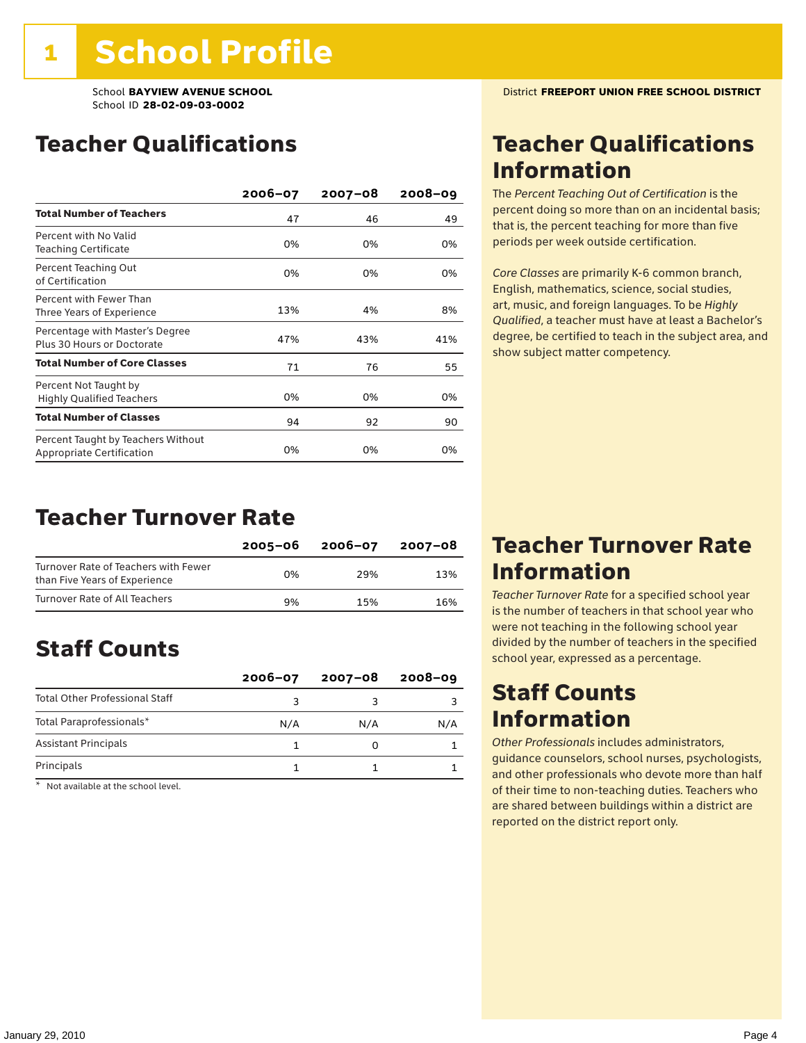# 1 School Profile

School **BAYVIEW AVENUE SCHOOL**
School ID **28-02-09-03-0002**

District **FREEPORT UNION FREE SCHOOL DISTRICT**

## Teacher Qualifications

| | 2006–07 | 2007–08 | 2008–09 |
|---|---|---|---|
| **Total Number of Teachers** | 47 | 46 | 49 |
| Percent with No Valid Teaching Certificate | 0% | 0% | 0% |
| Percent Teaching Out of Certification | 0% | 0% | 0% |
| Percent with Fewer Than Three Years of Experience | 13% | 4% | 8% |
| Percentage with Master's Degree Plus 30 Hours or Doctorate | 47% | 43% | 41% |
| **Total Number of Core Classes** | 71 | 76 | 55 |
| Percent Not Taught by Highly Qualified Teachers | 0% | 0% | 0% |
| **Total Number of Classes** | 94 | 92 | 90 |
| Percent Taught by Teachers Without Appropriate Certification | 0% | 0% | 0% |

## Teacher Qualifications Information

The *Percent Teaching Out of Certification* is the percent doing so more than on an incidental basis; that is, the percent teaching for more than five periods per week outside certification.

*Core Classes* are primarily K-6 common branch, English, mathematics, science, social studies, art, music, and foreign languages. To be *Highly Qualified*, a teacher must have at least a Bachelor's degree, be certified to teach in the subject area, and show subject matter competency.

## Teacher Turnover Rate

| | 2005–06 | 2006–07 | 2007–08 |
|---|---|---|---|
| Turnover Rate of Teachers with Fewer than Five Years of Experience | 0% | 29% | 13% |
| Turnover Rate of All Teachers | 9% | 15% | 16% |

## Teacher Turnover Rate Information

*Teacher Turnover Rate* for a specified school year is the number of teachers in that school year who were not teaching in the following school year divided by the number of teachers in the specified school year, expressed as a percentage.

## Staff Counts

| | 2006–07 | 2007–08 | 2008–09 |
|---|---|---|---|
| Total Other Professional Staff | 3 | 3 | 3 |
| Total Paraprofessionals* | N/A | N/A | N/A |
| Assistant Principals | 1 | 0 | 1 |
| Principals | 1 | 1 | 1 |

\* Not available at the school level.

## Staff Counts Information

*Other Professionals* includes administrators, guidance counselors, school nurses, psychologists, and other professionals who devote more than half of their time to non-teaching duties. Teachers who are shared between buildings within a district are reported on the district report only.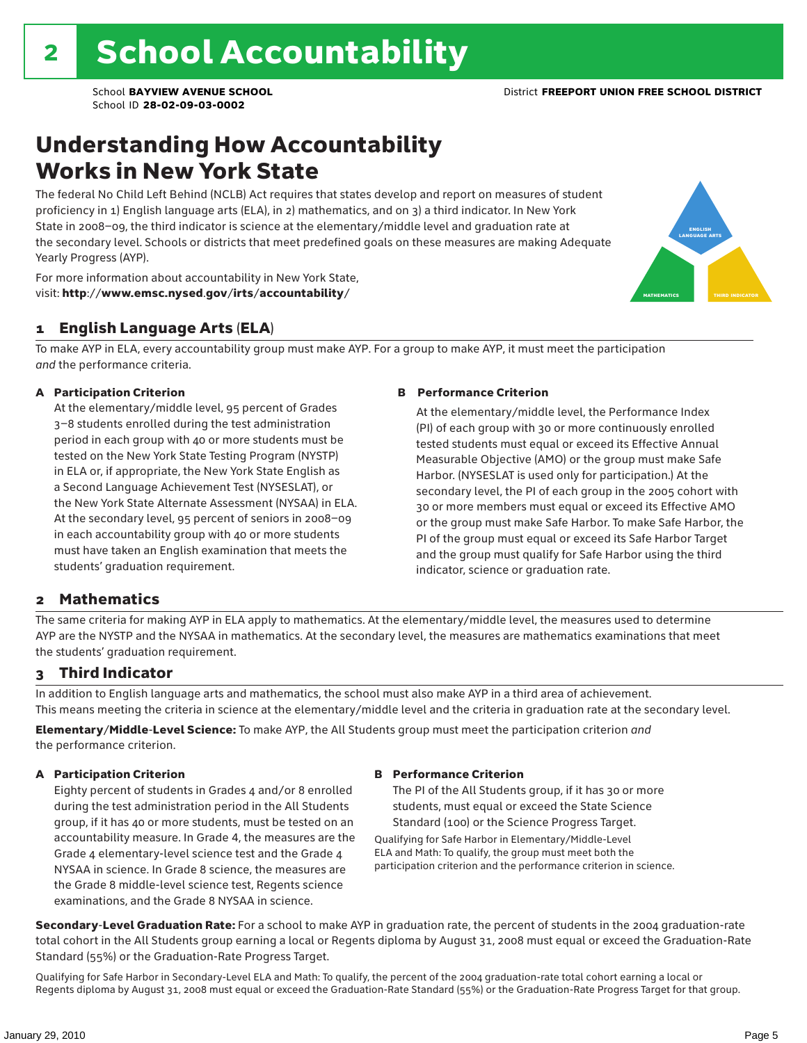# 2 School Accountability

School **BAYVIEW AVENUE SCHOOL**
School ID **28-02-09-03-0002**

District **FREEPORT UNION FREE SCHOOL DISTRICT**

## Understanding How Accountability Works in New York State

The federal No Child Left Behind (NCLB) Act requires that states develop and report on measures of student proficiency in 1) English language arts (ELA), in 2) mathematics, and on 3) a third indicator. In New York State in 2008–09, the third indicator is science at the elementary/middle level and graduation rate at the secondary level. Schools or districts that meet predefined goals on these measures are making Adequate Yearly Progress (AYP).

For more information about accountability in New York State, visit: **http://www.emsc.nysed.gov/irts/accountability/**

### 1 English Language Arts (ELA)

To make AYP in ELA, every accountability group must make AYP. For a group to make AYP, it must meet the participation *and* the performance criteria.

**A Participation Criterion**

At the elementary/middle level, 95 percent of Grades 3–8 students enrolled during the test administration period in each group with 40 or more students must be tested on the New York State Testing Program (NYSTP) in ELA or, if appropriate, the New York State English as a Second Language Achievement Test (NYSESLAT), or the New York State Alternate Assessment (NYSAA) in ELA. At the secondary level, 95 percent of seniors in 2008–09 in each accountability group with 40 or more students must have taken an English examination that meets the students' graduation requirement.

**B Performance Criterion**

At the elementary/middle level, the Performance Index (PI) of each group with 30 or more continuously enrolled tested students must equal or exceed its Effective Annual Measurable Objective (AMO) or the group must make Safe Harbor. (NYSESLAT is used only for participation.) At the secondary level, the PI of each group in the 2005 cohort with 30 or more members must equal or exceed its Effective AMO or the group must make Safe Harbor. To make Safe Harbor, the PI of the group must equal or exceed its Safe Harbor Target and the group must qualify for Safe Harbor using the third indicator, science or graduation rate.

### 2 Mathematics

The same criteria for making AYP in ELA apply to mathematics. At the elementary/middle level, the measures used to determine AYP are the NYSTP and the NYSAA in mathematics. At the secondary level, the measures are mathematics examinations that meet the students' graduation requirement.

### 3 Third Indicator

In addition to English language arts and mathematics, the school must also make AYP in a third area of achievement. This means meeting the criteria in science at the elementary/middle level and the criteria in graduation rate at the secondary level.

**Elementary/Middle-Level Science:** To make AYP, the All Students group must meet the participation criterion *and* the performance criterion.

**A Participation Criterion**

Eighty percent of students in Grades 4 and/or 8 enrolled during the test administration period in the All Students group, if it has 40 or more students, must be tested on an accountability measure. In Grade 4, the measures are the Grade 4 elementary-level science test and the Grade 4 NYSAA in science. In Grade 8 science, the measures are the Grade 8 middle-level science test, Regents science examinations, and the Grade 8 NYSAA in science.

**B Performance Criterion**

The PI of the All Students group, if it has 30 or more students, must equal or exceed the State Science Standard (100) or the Science Progress Target.

Qualifying for Safe Harbor in Elementary/Middle-Level ELA and Math: To qualify, the group must meet both the participation criterion and the performance criterion in science.

**Secondary-Level Graduation Rate:** For a school to make AYP in graduation rate, the percent of students in the 2004 graduation-rate total cohort in the All Students group earning a local or Regents diploma by August 31, 2008 must equal or exceed the Graduation-Rate Standard (55%) or the Graduation-Rate Progress Target.

Qualifying for Safe Harbor in Secondary-Level ELA and Math: To qualify, the percent of the 2004 graduation-rate total cohort earning a local or Regents diploma by August 31, 2008 must equal or exceed the Graduation-Rate Standard (55%) or the Graduation-Rate Progress Target for that group.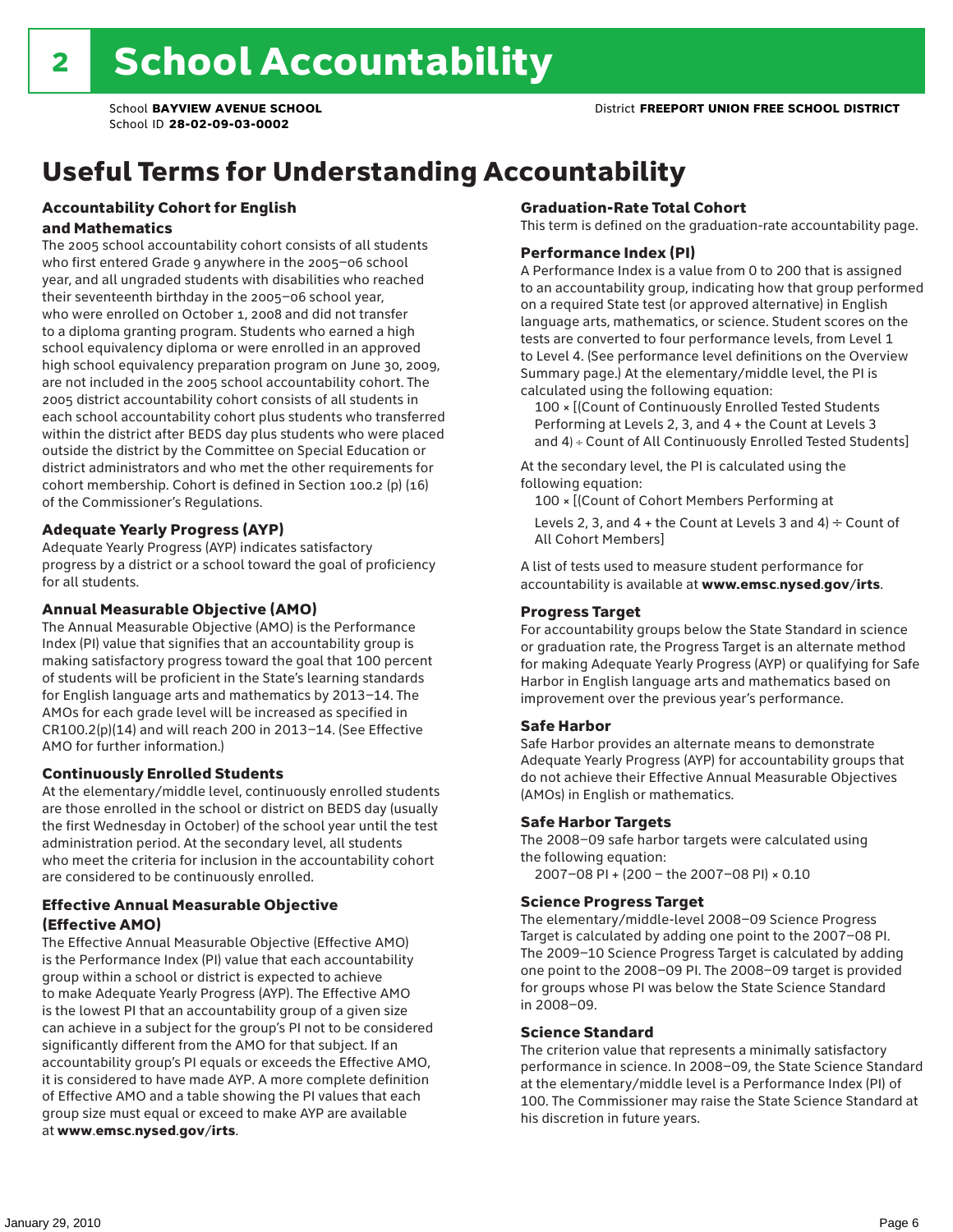# 2 School Accountability

School **BAYVIEW AVENUE SCHOOL**
School ID **28-02-09-03-0002**

District **FREEPORT UNION FREE SCHOOL DISTRICT**

## Useful Terms for Understanding Accountability

### Accountability Cohort for English and Mathematics

The 2005 school accountability cohort consists of all students who first entered Grade 9 anywhere in the 2005–06 school year, and all ungraded students with disabilities who reached their seventeenth birthday in the 2005–06 school year, who were enrolled on October 1, 2008 and did not transfer to a diploma granting program. Students who earned a high school equivalency diploma or were enrolled in an approved high school equivalency preparation program on June 30, 2009, are not included in the 2005 school accountability cohort. The 2005 district accountability cohort consists of all students in each school accountability cohort plus students who transferred within the district after BEDS day plus students who were placed outside the district by the Committee on Special Education or district administrators and who met the other requirements for cohort membership. Cohort is defined in Section 100.2 (p) (16) of the Commissioner's Regulations.

### Adequate Yearly Progress (AYP)

Adequate Yearly Progress (AYP) indicates satisfactory progress by a district or a school toward the goal of proficiency for all students.

### Annual Measurable Objective (AMO)

The Annual Measurable Objective (AMO) is the Performance Index (PI) value that signifies that an accountability group is making satisfactory progress toward the goal that 100 percent of students will be proficient in the State's learning standards for English language arts and mathematics by 2013–14. The AMOs for each grade level will be increased as specified in CR100.2(p)(14) and will reach 200 in 2013–14. (See Effective AMO for further information.)

### Continuously Enrolled Students

At the elementary/middle level, continuously enrolled students are those enrolled in the school or district on BEDS day (usually the first Wednesday in October) of the school year until the test administration period. At the secondary level, all students who meet the criteria for inclusion in the accountability cohort are considered to be continuously enrolled.

### Effective Annual Measurable Objective (Effective AMO)

The Effective Annual Measurable Objective (Effective AMO) is the Performance Index (PI) value that each accountability group within a school or district is expected to achieve to make Adequate Yearly Progress (AYP). The Effective AMO is the lowest PI that an accountability group of a given size can achieve in a subject for the group's PI not to be considered significantly different from the AMO for that subject. If an accountability group's PI equals or exceeds the Effective AMO, it is considered to have made AYP. A more complete definition of Effective AMO and a table showing the PI values that each group size must equal or exceed to make AYP are available at **www.emsc.nysed.gov/irts**.

### Graduation-Rate Total Cohort

This term is defined on the graduation-rate accountability page.

### Performance Index (PI)

A Performance Index is a value from 0 to 200 that is assigned to an accountability group, indicating how that group performed on a required State test (or approved alternative) in English language arts, mathematics, or science. Student scores on the tests are converted to four performance levels, from Level 1 to Level 4. (See performance level definitions on the Overview Summary page.) At the elementary/middle level, the PI is calculated using the following equation:

100 × [(Count of Continuously Enrolled Tested Students Performing at Levels 2, 3, and 4 + the Count at Levels 3 and 4) ÷ Count of All Continuously Enrolled Tested Students]

At the secondary level, the PI is calculated using the following equation:

100 × [(Count of Cohort Members Performing at Levels 2, 3, and 4 + the Count at Levels 3 and 4) ÷ Count of All Cohort Members]

A list of tests used to measure student performance for accountability is available at **www.emsc.nysed.gov/irts**.

### Progress Target

For accountability groups below the State Standard in science or graduation rate, the Progress Target is an alternate method for making Adequate Yearly Progress (AYP) or qualifying for Safe Harbor in English language arts and mathematics based on improvement over the previous year's performance.

### Safe Harbor

Safe Harbor provides an alternate means to demonstrate Adequate Yearly Progress (AYP) for accountability groups that do not achieve their Effective Annual Measurable Objectives (AMOs) in English or mathematics.

### Safe Harbor Targets

The 2008–09 safe harbor targets were calculated using the following equation:

2007–08 PI + (200 – the 2007–08 PI) × 0.10

### Science Progress Target

The elementary/middle-level 2008–09 Science Progress Target is calculated by adding one point to the 2007–08 PI. The 2009–10 Science Progress Target is calculated by adding one point to the 2008–09 PI. The 2008–09 target is provided for groups whose PI was below the State Science Standard in 2008–09.

### Science Standard

The criterion value that represents a minimally satisfactory performance in science. In 2008–09, the State Science Standard at the elementary/middle level is a Performance Index (PI) of 100. The Commissioner may raise the State Science Standard at his discretion in future years.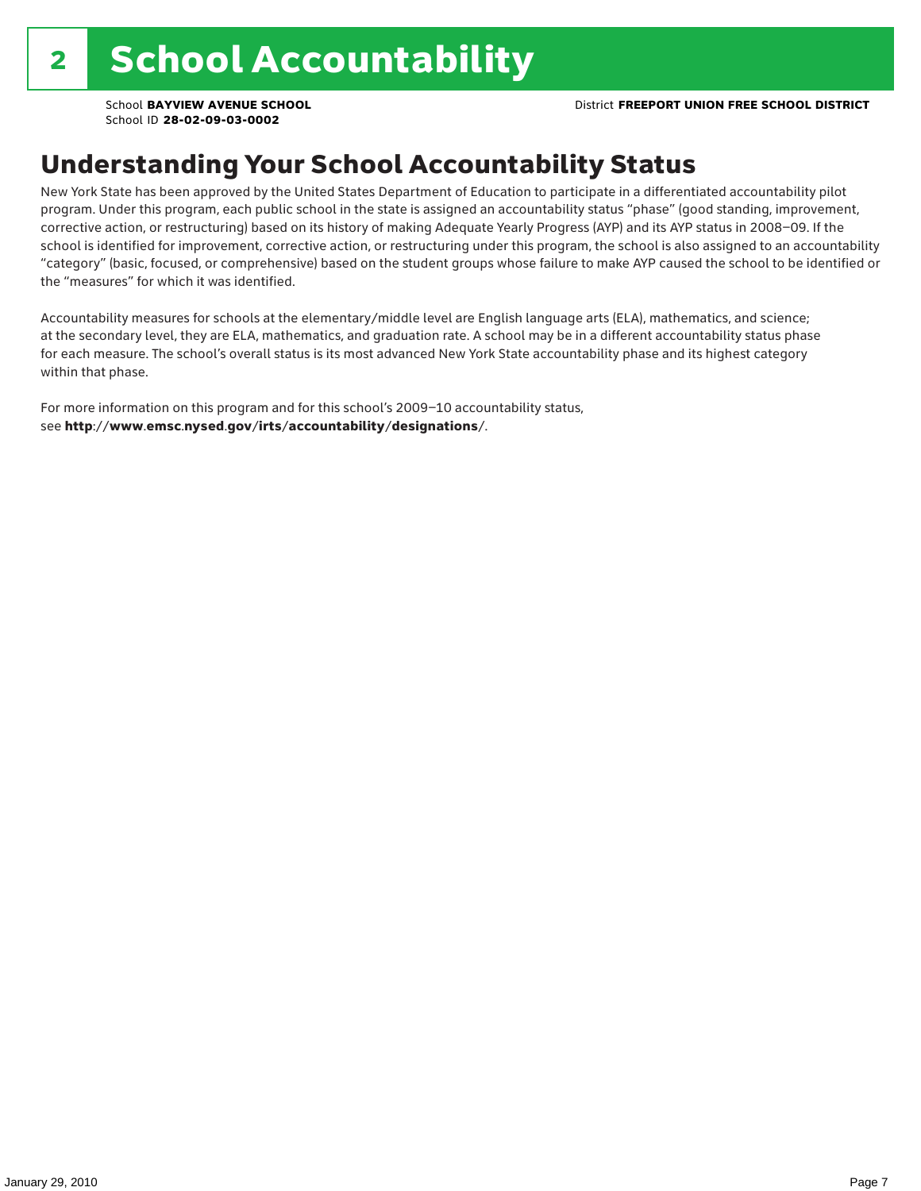# 2 School Accountability

School **BAYVIEW AVENUE SCHOOL**
School ID **28-02-09-03-0002**

District **FREEPORT UNION FREE SCHOOL DISTRICT**

## Understanding Your School Accountability Status

New York State has been approved by the United States Department of Education to participate in a differentiated accountability pilot program. Under this program, each public school in the state is assigned an accountability status "phase" (good standing, improvement, corrective action, or restructuring) based on its history of making Adequate Yearly Progress (AYP) and its AYP status in 2008–09. If the school is identified for improvement, corrective action, or restructuring under this program, the school is also assigned to an accountability "category" (basic, focused, or comprehensive) based on the student groups whose failure to make AYP caused the school to be identified or the "measures" for which it was identified.

Accountability measures for schools at the elementary/middle level are English language arts (ELA), mathematics, and science; at the secondary level, they are ELA, mathematics, and graduation rate. A school may be in a different accountability status phase for each measure. The school's overall status is its most advanced New York State accountability phase and its highest category within that phase.

For more information on this program and for this school's 2009–10 accountability status, see **http**://**www**.**emsc**.**nysed**.**gov**/**irts**/**accountability**/**designations**/.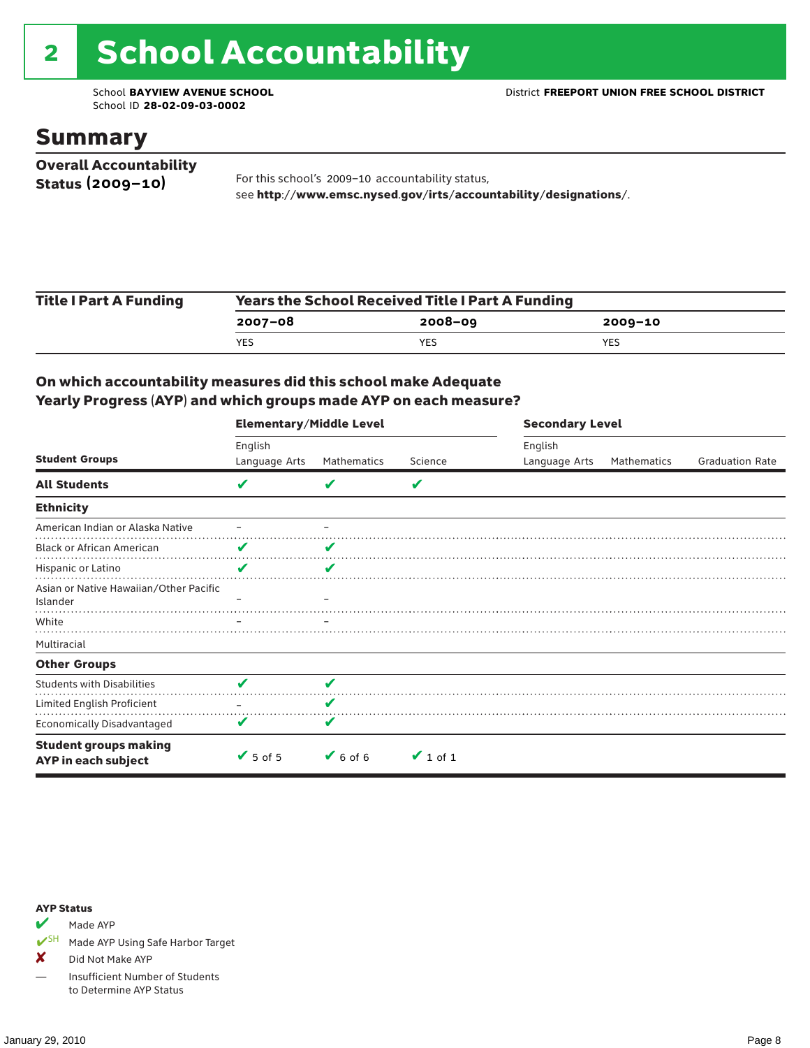# 2 School Accountability

School **BAYVIEW AVENUE SCHOOL**
School ID **28-02-09-03-0002**

District **FREEPORT UNION FREE SCHOOL DISTRICT**

## Summary

**Overall Accountability Status (2009–10)**

For this school's 2009–10 accountability status, see **http://www.emsc.nysed.gov/irts/accountability/designations/**.

**Title I Part A Funding**

| Years the School Received Title I Part A Funding | | |
|---|---|---|
| **2007–08** | **2008–09** | **2009–10** |
| YES | YES | YES |

### On which accountability measures did this school make Adequate Yearly Progress (AYP) and which groups made AYP on each measure?

| Student Groups | Elementary/Middle Level English Language Arts | Elementary/Middle Level Mathematics | Elementary/Middle Level Science | Secondary Level English Language Arts | Secondary Level Mathematics | Secondary Level Graduation Rate |
|---|---|---|---|---|---|---|
| **All Students** | ✔ | ✔ | ✔ | | | |
| **Ethnicity** | | | | | | |
| American Indian or Alaska Native | – | – | | | | |
| Black or African American | ✔ | ✔ | | | | |
| Hispanic or Latino | ✔ | ✔ | | | | |
| Asian or Native Hawaiian/Other Pacific Islander | – | – | | | | |
| White | – | – | | | | |
| Multiracial | | | | | | |
| **Other Groups** | | | | | | |
| Students with Disabilities | ✔ | ✔ | | | | |
| Limited English Proficient | – | ✔ | | | | |
| Economically Disadvantaged | ✔ | ✔ | | | | |
| **Student groups making AYP in each subject** | ✔ 5 of 5 | ✔ 6 of 6 | ✔ 1 of 1 | | | |

**AYP Status**

- ✔ Made AYP
- ✔SH Made AYP Using Safe Harbor Target
- ✘ Did Not Make AYP
- — Insufficient Number of Students to Determine AYP Status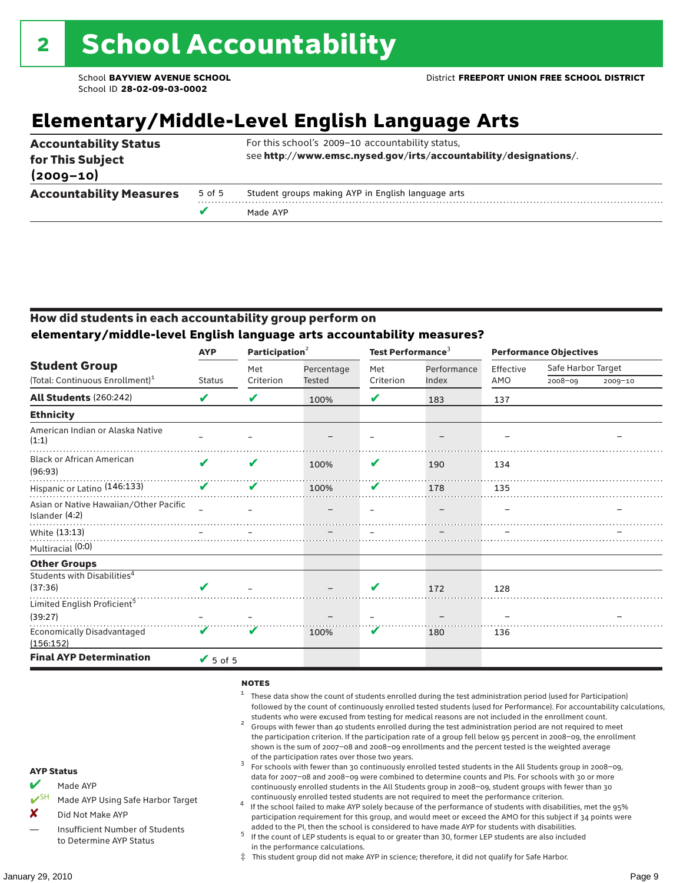# 2 School Accountability

School **BAYVIEW AVENUE SCHOOL**
School ID **28-02-09-03-0002**

District **FREEPORT UNION FREE SCHOOL DISTRICT**

## Elementary/Middle-Level English Language Arts

| | | |
|---|---|---|
| **Accountability Status for This Subject (2009–10)** | | For this school's 2009–10 accountability status, see **http://www.emsc.nysed.gov/irts/accountability/designations/**. |
| **Accountability Measures** | 5 of 5 | Student groups making AYP in English language arts |
| | ✔ | Made AYP |

### How did students in each accountability group perform on elementary/middle-level English language arts accountability measures?

| Student Group (Total: Continuous Enrollment)[1] | AYP Status | Participation[2] Met Criterion | Participation[2] Percentage Tested | Test Performance[3] Met Criterion | Test Performance[3] Performance Index | Performance Objectives Effective AMO | Safe Harbor Target 2008–09 | Safe Harbor Target 2009–10 |
|---|---|---|---|---|---|---|---|---|
| **All Students** (260:242) | ✔ | ✔ | 100% | ✔ | 183 | 137 | | |
| **Ethnicity** | | | | | | | | |
| American Indian or Alaska Native (1:1) | – | – | – | – | – | – | | – |
| Black or African American (96:93) | ✔ | ✔ | 100% | ✔ | 190 | 134 | | |
| Hispanic or Latino (146:133) | ✔ | ✔ | 100% | ✔ | 178 | 135 | | |
| Asian or Native Hawaiian/Other Pacific Islander (4:2) | – | – | – | – | – | – | | – |
| White (13:13) | – | – | – | – | – | – | | – |
| Multiracial (0:0) | | | | | | | | |
| **Other Groups** | | | | | | | | |
| Students with Disabilities[4] (37:36) | ✔ | – | – | ✔ | 172 | 128 | | |
| Limited English Proficient[5] (39:27) | – | – | – | – | – | – | | – |
| Economically Disadvantaged (156:152) | ✔ | ✔ | 100% | ✔ | 180 | 136 | | |
| **Final AYP Determination** | ✔ 5 of 5 | | | | | | | |

**AYP Status**

- ✔ Made AYP
- ✔SH Made AYP Using Safe Harbor Target
- ✘ Did Not Make AYP
- — Insufficient Number of Students to Determine AYP Status

**NOTES**

1. These data show the count of students enrolled during the test administration period (used for Participation) followed by the count of continuously enrolled tested students (used for Performance). For accountability calculations, students who were excused from testing for medical reasons are not included in the enrollment count.
2. Groups with fewer than 40 students enrolled during the test administration period are not required to meet the participation criterion. If the participation rate of a group fell below 95 percent in 2008–09, the enrollment shown is the sum of 2007–08 and 2008–09 enrollments and the percent tested is the weighted average of the participation rates over those two years.
3. For schools with fewer than 30 continuously enrolled tested students in the All Students group in 2008–09, data for 2007–08 and 2008–09 were combined to determine counts and PIs. For schools with 30 or more continuously enrolled students in the All Students group in 2008–09, student groups with fewer than 30 continuously enrolled tested students are not required to meet the performance criterion.
4. If the school failed to make AYP solely because of the performance of students with disabilities, met the 95% participation requirement for this group, and would meet or exceed the AMO for this subject if 34 points were added to the PI, then the school is considered to have made AYP for students with disabilities.
5. If the count of LEP students is equal to or greater than 30, former LEP students are also included in the performance calculations.

‡ This student group did not make AYP in science; therefore, it did not qualify for Safe Harbor.

January 29, 2010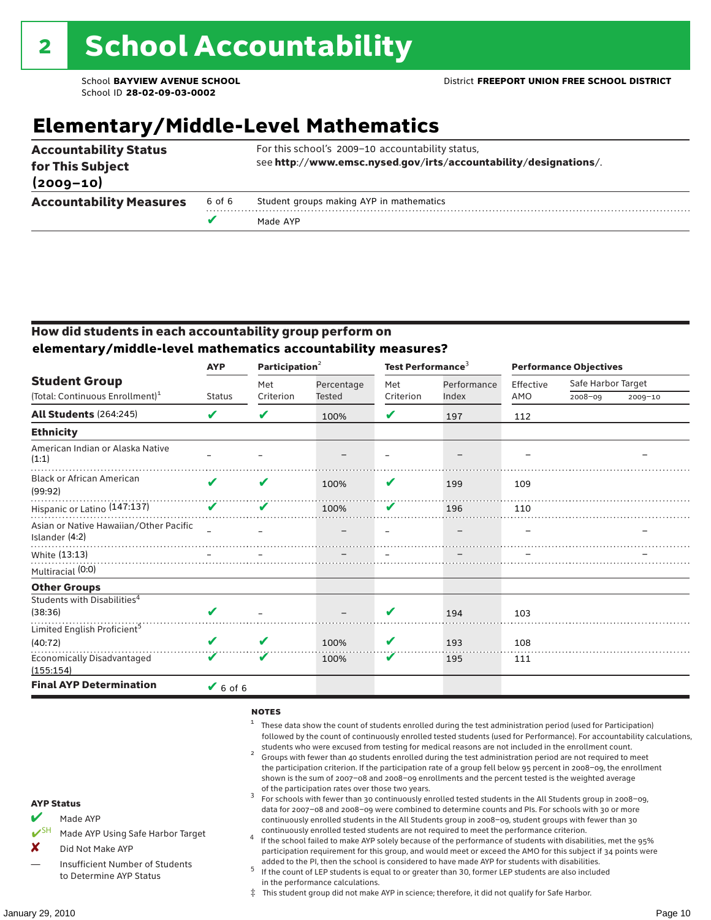# 2 School Accountability

School **BAYVIEW AVENUE SCHOOL**
School ID **28-02-09-03-0002**

District **FREEPORT UNION FREE SCHOOL DISTRICT**

## Elementary/Middle-Level Mathematics

| | | |
|---|---|---|
| **Accountability Status for This Subject (2009–10)** | | For this school's 2009–10 accountability status, see **http://www.emsc.nysed.gov/irts/accountability/designations/**. |
| **Accountability Measures** | 6 of 6 | Student groups making AYP in mathematics |
| | ✔ | Made AYP |

### How did students in each accountability group perform on elementary/middle-level mathematics accountability measures?

| Student Group (Total: Continuous Enrollment)[1] | AYP Status | Participation[2] Met Criterion | Participation[2] Percentage Tested | Test Performance[3] Met Criterion | Test Performance[3] Performance Index | Performance Objectives Effective AMO | Safe Harbor Target 2008–09 | Safe Harbor Target 2009–10 |
|---|---|---|---|---|---|---|---|---|
| **All Students** (264:245) | ✔ | ✔ | 100% | ✔ | 197 | 112 | | |
| **Ethnicity** | | | | | | | | |
| American Indian or Alaska Native (1:1) | – | – | – | – | – | – | | – |
| Black or African American (99:92) | ✔ | ✔ | 100% | ✔ | 199 | 109 | | |
| Hispanic or Latino (147:137) | ✔ | ✔ | 100% | ✔ | 196 | 110 | | |
| Asian or Native Hawaiian/Other Pacific Islander (4:2) | – | – | – | – | – | – | | – |
| White (13:13) | – | – | – | – | – | – | | – |
| Multiracial (0:0) | | | | | | | | |
| **Other Groups** | | | | | | | | |
| Students with Disabilities[4] (38:36) | ✔ | – | – | ✔ | 194 | 103 | | |
| Limited English Proficient[5] (40:72) | ✔ | ✔ | 100% | ✔ | 193 | 108 | | |
| Economically Disadvantaged (155:154) | ✔ | ✔ | 100% | ✔ | 195 | 111 | | |
| **Final AYP Determination** | ✔ 6 of 6 | | | | | | | |

**AYP Status**

- ✔ Made AYP
- ✔SH Made AYP Using Safe Harbor Target
- ✘ Did Not Make AYP
- — Insufficient Number of Students to Determine AYP Status

**NOTES**

1. These data show the count of students enrolled during the test administration period (used for Participation) followed by the count of continuously enrolled tested students (used for Performance). For accountability calculations, students who were excused from testing for medical reasons are not included in the enrollment count.
2. Groups with fewer than 40 students enrolled during the test administration period are not required to meet the participation criterion. If the participation rate of a group fell below 95 percent in 2008–09, the enrollment shown is the sum of 2007–08 and 2008–09 enrollments and the percent tested is the weighted average of the participation rates over those two years.
3. For schools with fewer than 30 continuously enrolled tested students in the All Students group in 2008–09, data for 2007–08 and 2008–09 were combined to determine counts and PIs. For schools with 30 or more continuously enrolled students in the All Students group in 2008–09, student groups with fewer than 30 continuously enrolled tested students are not required to meet the performance criterion.
4. If the school failed to make AYP solely because of the performance of students with disabilities, met the 95% participation requirement for this group, and would meet or exceed the AMO for this subject if 34 points were added to the PI, then the school is considered to have made AYP for students with disabilities.
5. If the count of LEP students is equal to or greater than 30, former LEP students are also included in the performance calculations.

‡ This student group did not make AYP in science; therefore, it did not qualify for Safe Harbor.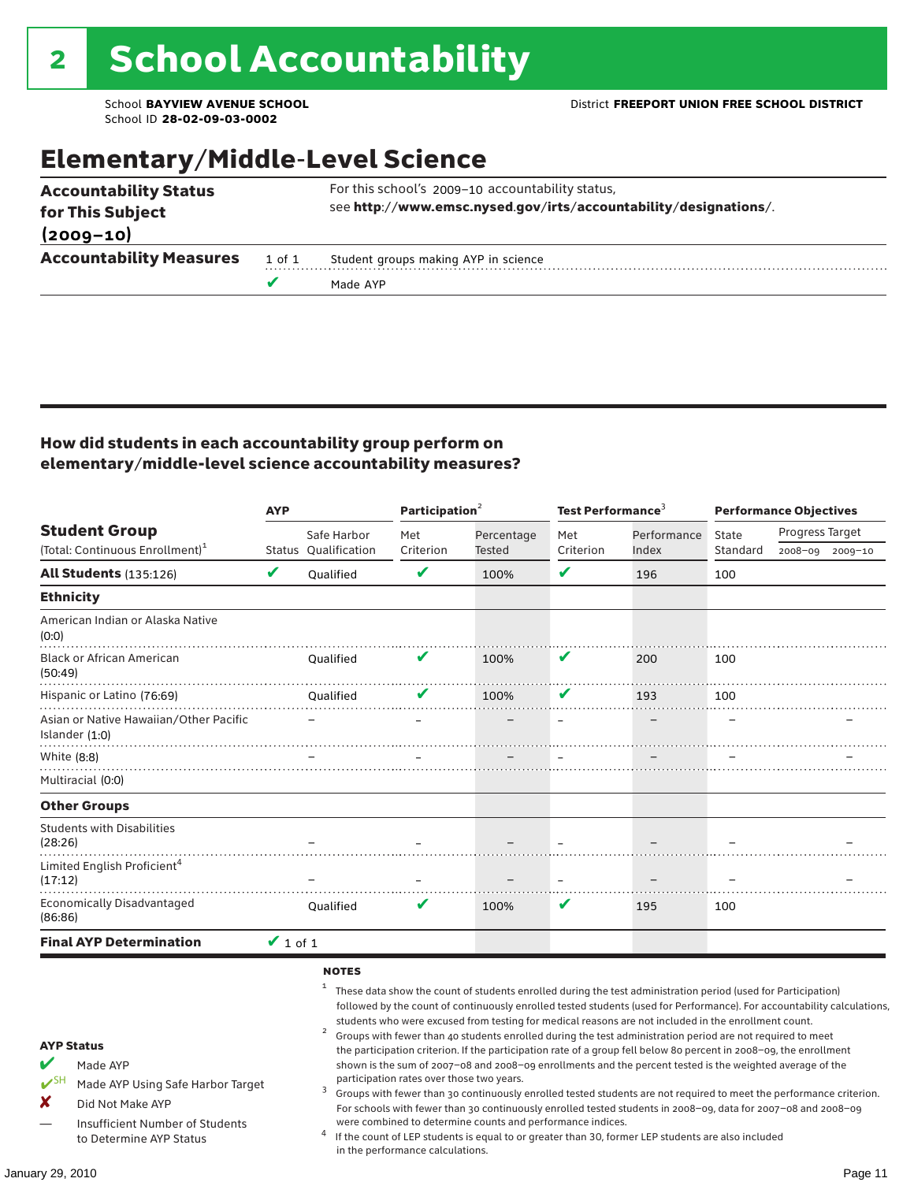# 2 School Accountability

School **BAYVIEW AVENUE SCHOOL**
School ID **28-02-09-03-0002**

District **FREEPORT UNION FREE SCHOOL DISTRICT**

## Elementary/Middle-Level Science

| | | |
|---|---|---|
| **Accountability Status for This Subject (2009–10)** | | For this school's 2009–10 accountability status, see **http://www.emsc.nysed.gov/irts/accountability/designations/**. |
| **Accountability Measures** | 1 of 1 | Student groups making AYP in science |
| | ✔ | Made AYP |

### How did students in each accountability group perform on elementary/middle-level science accountability measures?

| Student Group (Total: Continuous Enrollment)[1] | AYP | | Participation[2] | | Test Performance[3] | | Performance Objectives | | |
|---|---|---|---|---|---|---|---|---|---|
| | Status | Safe Harbor Qualification | Met Criterion | Percentage Tested | Met Criterion | Performance Index | State Standard | Progress Target 2008–09 | Progress Target 2009–10 |
| **All Students** (135:126) | ✔ | Qualified | ✔ | 100% | ✔ | 196 | 100 | | |
| **Ethnicity** | | | | | | | | | |
| American Indian or Alaska Native (0:0) | | | | | | | | | |
| Black or African American (50:49) | | Qualified | ✔ | 100% | ✔ | 200 | 100 | | |
| Hispanic or Latino (76:69) | | Qualified | ✔ | 100% | ✔ | 193 | 100 | | |
| Asian or Native Hawaiian/Other Pacific Islander (1:0) | | – | – | – | – | – | – | | – |
| White (8:8) | | – | – | – | – | – | – | | – |
| Multiracial (0:0) | | | | | | | | | |
| **Other Groups** | | | | | | | | | |
| Students with Disabilities (28:26) | | – | – | – | – | – | – | | – |
| Limited English Proficient[4] (17:12) | | – | – | – | – | – | – | | – |
| Economically Disadvantaged (86:86) | | Qualified | ✔ | 100% | ✔ | 195 | 100 | | |
| **Final AYP Determination** | ✔ 1 of 1 | | | | | | | | |

**AYP Status**

- ✔ Made AYP
- ✔SH Made AYP Using Safe Harbor Target
- ✘ Did Not Make AYP
- — Insufficient Number of Students to Determine AYP Status

**NOTES**

1. These data show the count of students enrolled during the test administration period (used for Participation) followed by the count of continuously enrolled tested students (used for Performance). For accountability calculations, students who were excused from testing for medical reasons are not included in the enrollment count.
2. Groups with fewer than 40 students enrolled during the test administration period are not required to meet the participation criterion. If the participation rate of a group fell below 80 percent in 2008–09, the enrollment shown is the sum of 2007–08 and 2008–09 enrollments and the percent tested is the weighted average of the participation rates over those two years.
3. Groups with fewer than 30 continuously enrolled tested students are not required to meet the performance criterion. For schools with fewer than 30 continuously enrolled tested students in 2008–09, data for 2007–08 and 2008–09 were combined to determine counts and performance indices.
4. If the count of LEP students is equal to or greater than 30, former LEP students are also included in the performance calculations.

January 29, 2010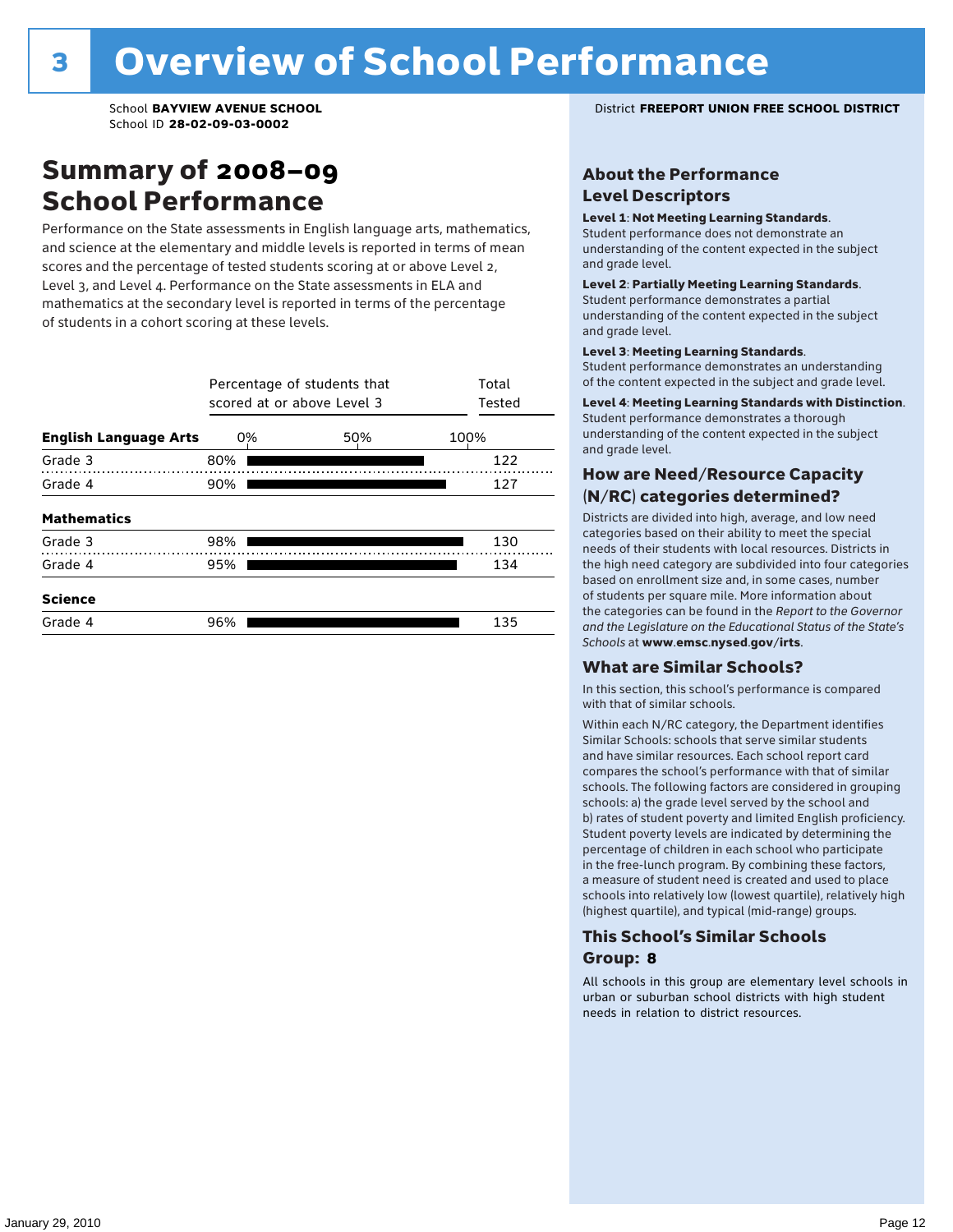# 3 Overview of School Performance

School **BAYVIEW AVENUE SCHOOL**
School ID **28-02-09-03-0002**

District **FREEPORT UNION FREE SCHOOL DISTRICT**

## Summary of 2008–09 School Performance

Performance on the State assessments in English language arts, mathematics, and science at the elementary and middle levels is reported in terms of mean scores and the percentage of tested students scoring at or above Level 2, Level 3, and Level 4. Performance on the State assessments in ELA and mathematics at the secondary level is reported in terms of the percentage of students in a cohort scoring at these levels.

| | Percentage of students that scored at or above Level 3 | Total Tested |
|---|---|---|
| **English Language Arts** | | |
| Grade 3 | 80% | 122 |
| Grade 4 | 90% | 127 |
| **Mathematics** | | |
| Grade 3 | 98% | 130 |
| Grade 4 | 95% | 134 |
| **Science** | | |
| Grade 4 | 96% | 135 |

## About the Performance Level Descriptors

**Level 1**: **Not Meeting Learning Standards**. Student performance does not demonstrate an understanding of the content expected in the subject and grade level.

**Level 2**: **Partially Meeting Learning Standards**. Student performance demonstrates a partial understanding of the content expected in the subject and grade level.

**Level 3**: **Meeting Learning Standards**. Student performance demonstrates an understanding of the content expected in the subject and grade level.

**Level 4**: **Meeting Learning Standards with Distinction**. Student performance demonstrates a thorough understanding of the content expected in the subject and grade level.

## How are Need/Resource Capacity (N/RC) categories determined?

Districts are divided into high, average, and low need categories based on their ability to meet the special needs of their students with local resources. Districts in the high need category are subdivided into four categories based on enrollment size and, in some cases, number of students per square mile. More information about the categories can be found in the *Report to the Governor and the Legislature on the Educational Status of the State's Schools* at **www.emsc.nysed.gov/irts**.

## What are Similar Schools?

In this section, this school's performance is compared with that of similar schools.

Within each N/RC category, the Department identifies Similar Schools: schools that serve similar students and have similar resources. Each school report card compares the school's performance with that of similar schools. The following factors are considered in grouping schools: a) the grade level served by the school and b) rates of student poverty and limited English proficiency. Student poverty levels are indicated by determining the percentage of children in each school who participate in the free-lunch program. By combining these factors, a measure of student need is created and used to place schools into relatively low (lowest quartile), relatively high (highest quartile), and typical (mid-range) groups.

## This School's Similar Schools Group: 8

All schools in this group are elementary level schools in urban or suburban school districts with high student needs in relation to district resources.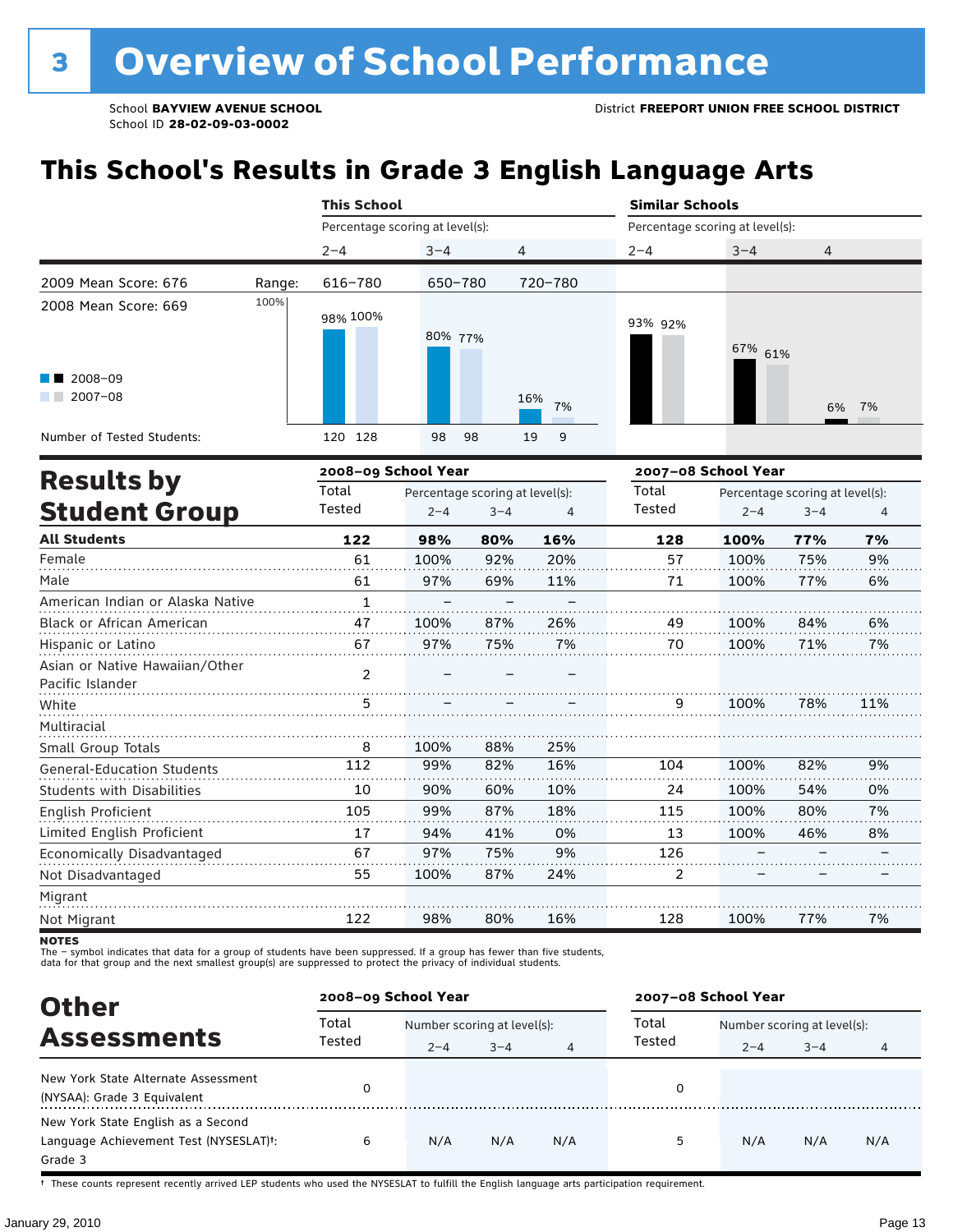# 3 Overview of School Performance

School **BAYVIEW AVENUE SCHOOL**
School ID **28-02-09-03-0002**

District **FREEPORT UNION FREE SCHOOL DISTRICT**

## This School's Results in Grade 3 English Language Arts

| | | This School | | | Similar Schools | | |
|---|---|---|---|---|---|---|---|
| | | Percentage scoring at level(s): | | | Percentage scoring at level(s): | | |
| | | 2–4 | 3–4 | 4 | 2–4 | 3–4 | 4 |
| 2009 Mean Score: 676 | Range: | 616–780 | 650–780 | 720–780 | | | |
| 2008 Mean Score: 669 | | | | | | | |
| 2008–09 | | 98% | 80% | 16% | 93% | 67% | 6% |
| 2007–08 | | 100% | 77% | 7% | 92% | 61% | 7% |
| Number of Tested Students: 2008–09 | | 120 | 98 | 19 | | | |
| Number of Tested Students: 2007–08 | | 128 | 98 | 9 | | | |

## Results by Student Group

| | 2008–09 School Year | | | | 2007–08 School Year | | | |
|---|---|---|---|---|---|---|---|---|
| | Total Tested | Percentage scoring at level(s): 2–4 | 3–4 | 4 | Total Tested | Percentage scoring at level(s): 2–4 | 3–4 | 4 |
| **All Students** | **122** | **98%** | **80%** | **16%** | **128** | **100%** | **77%** | **7%** |
| Female | 61 | 100% | 92% | 20% | 57 | 100% | 75% | 9% |
| Male | 61 | 97% | 69% | 11% | 71 | 100% | 77% | 6% |
| American Indian or Alaska Native | 1 | – | – | – | | | | |
| Black or African American | 47 | 100% | 87% | 26% | 49 | 100% | 84% | 6% |
| Hispanic or Latino | 67 | 97% | 75% | 7% | 70 | 100% | 71% | 7% |
| Asian or Native Hawaiian/Other Pacific Islander | 2 | – | – | – | | | | |
| White | 5 | – | – | – | 9 | 100% | 78% | 11% |
| Multiracial | | | | | | | | |
| Small Group Totals | 8 | 100% | 88% | 25% | | | | |
| General-Education Students | 112 | 99% | 82% | 16% | 104 | 100% | 82% | 9% |
| Students with Disabilities | 10 | 90% | 60% | 10% | 24 | 100% | 54% | 0% |
| English Proficient | 105 | 99% | 87% | 18% | 115 | 100% | 80% | 7% |
| Limited English Proficient | 17 | 94% | 41% | 0% | 13 | 100% | 46% | 8% |
| Economically Disadvantaged | 67 | 97% | 75% | 9% | 126 | – | – | – |
| Not Disadvantaged | 55 | 100% | 87% | 24% | 2 | – | – | – |
| Migrant | | | | | | | | |
| Not Migrant | 122 | 98% | 80% | 16% | 128 | 100% | 77% | 7% |

**NOTES**
The – symbol indicates that data for a group of students have been suppressed. If a group has fewer than five students, data for that group and the next smallest group(s) are suppressed to protect the privacy of individual students.

## Other Assessments

| | 2008–09 School Year | | | | 2007–08 School Year | | | |
|---|---|---|---|---|---|---|---|---|
| | Total Tested | Number scoring at level(s): 2–4 | 3–4 | 4 | Total Tested | Number scoring at level(s): 2–4 | 3–4 | 4 |
| New York State Alternate Assessment (NYSAA): Grade 3 Equivalent | 0 | | | | 0 | | | |
| New York State English as a Second Language Achievement Test (NYSESLAT)†: Grade 3 | 6 | N/A | N/A | N/A | 5 | N/A | N/A | N/A |

† These counts represent recently arrived LEP students who used the NYSESLAT to fulfill the English language arts participation requirement.

January 29, 2010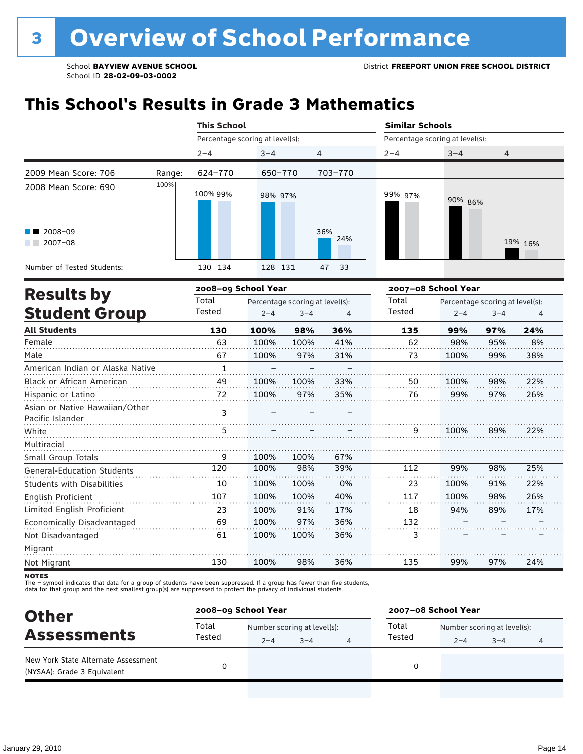# 3 Overview of School Performance

School **BAYVIEW AVENUE SCHOOL**
School ID **28-02-09-03-0002**

District **FREEPORT UNION FREE SCHOOL DISTRICT**

## This School's Results in Grade 3 Mathematics

| | This School | | | Similar Schools | | |
|---|---|---|---|---|---|---|
| | Percentage scoring at level(s): | | | Percentage scoring at level(s): | | |
| | 2–4 | 3–4 | 4 | 2–4 | 3–4 | 4 |
| Range: | 624–770 | 650–770 | 703–770 | | | |
| 2008–09 | 100% | 98% | 36% | 99% | 90% | 19% |
| 2007–08 | 99% | 97% | 24% | 97% | 86% | 16% |
| Number of Tested Students (2008–09) | 130 | 128 | 47 | | | |
| Number of Tested Students (2007–08) | 134 | 131 | 33 | | | |

2009 Mean Score: 706
2008 Mean Score: 690

## Results by Student Group

| | 2008–09 School Year | | | | 2007–08 School Year | | | |
|---|---|---|---|---|---|---|---|---|
| | Total Tested | Percentage scoring at level(s): | | | Total Tested | Percentage scoring at level(s): | | |
| | | 2–4 | 3–4 | 4 | | 2–4 | 3–4 | 4 |
| **All Students** | **130** | **100%** | **98%** | **36%** | **135** | **99%** | **97%** | **24%** |
| Female | 63 | 100% | 100% | 41% | 62 | 98% | 95% | 8% |
| Male | 67 | 100% | 97% | 31% | 73 | 100% | 99% | 38% |
| American Indian or Alaska Native | 1 | – | – | – | | | | |
| Black or African American | 49 | 100% | 100% | 33% | 50 | 100% | 98% | 22% |
| Hispanic or Latino | 72 | 100% | 97% | 35% | 76 | 99% | 97% | 26% |
| Asian or Native Hawaiian/Other Pacific Islander | 3 | – | – | – | | | | |
| White | 5 | – | – | – | 9 | 100% | 89% | 22% |
| Multiracial | | | | | | | | |
| Small Group Totals | 9 | 100% | 100% | 67% | | | | |
| General-Education Students | 120 | 100% | 98% | 39% | 112 | 99% | 98% | 25% |
| Students with Disabilities | 10 | 100% | 100% | 0% | 23 | 100% | 91% | 22% |
| English Proficient | 107 | 100% | 100% | 40% | 117 | 100% | 98% | 26% |
| Limited English Proficient | 23 | 100% | 91% | 17% | 18 | 94% | 89% | 17% |
| Economically Disadvantaged | 69 | 100% | 97% | 36% | 132 | – | – | – |
| Not Disadvantaged | 61 | 100% | 100% | 36% | 3 | – | – | – |
| Migrant | | | | | | | | |
| Not Migrant | 130 | 100% | 98% | 36% | 135 | 99% | 97% | 24% |

**NOTES**
The – symbol indicates that data for a group of students have been suppressed. If a group has fewer than five students, data for that group and the next smallest group(s) are suppressed to protect the privacy of individual students.

## Other Assessments

| | 2008–09 School Year | | | | 2007–08 School Year | | | |
|---|---|---|---|---|---|---|---|---|
| | Total Tested | Number scoring at level(s): | | | Total Tested | Number scoring at level(s): | | |
| | | 2–4 | 3–4 | 4 | | 2–4 | 3–4 | 4 |
| New York State Alternate Assessment (NYSAA): Grade 3 Equivalent | 0 | | | | 0 | | | |

January 29, 2010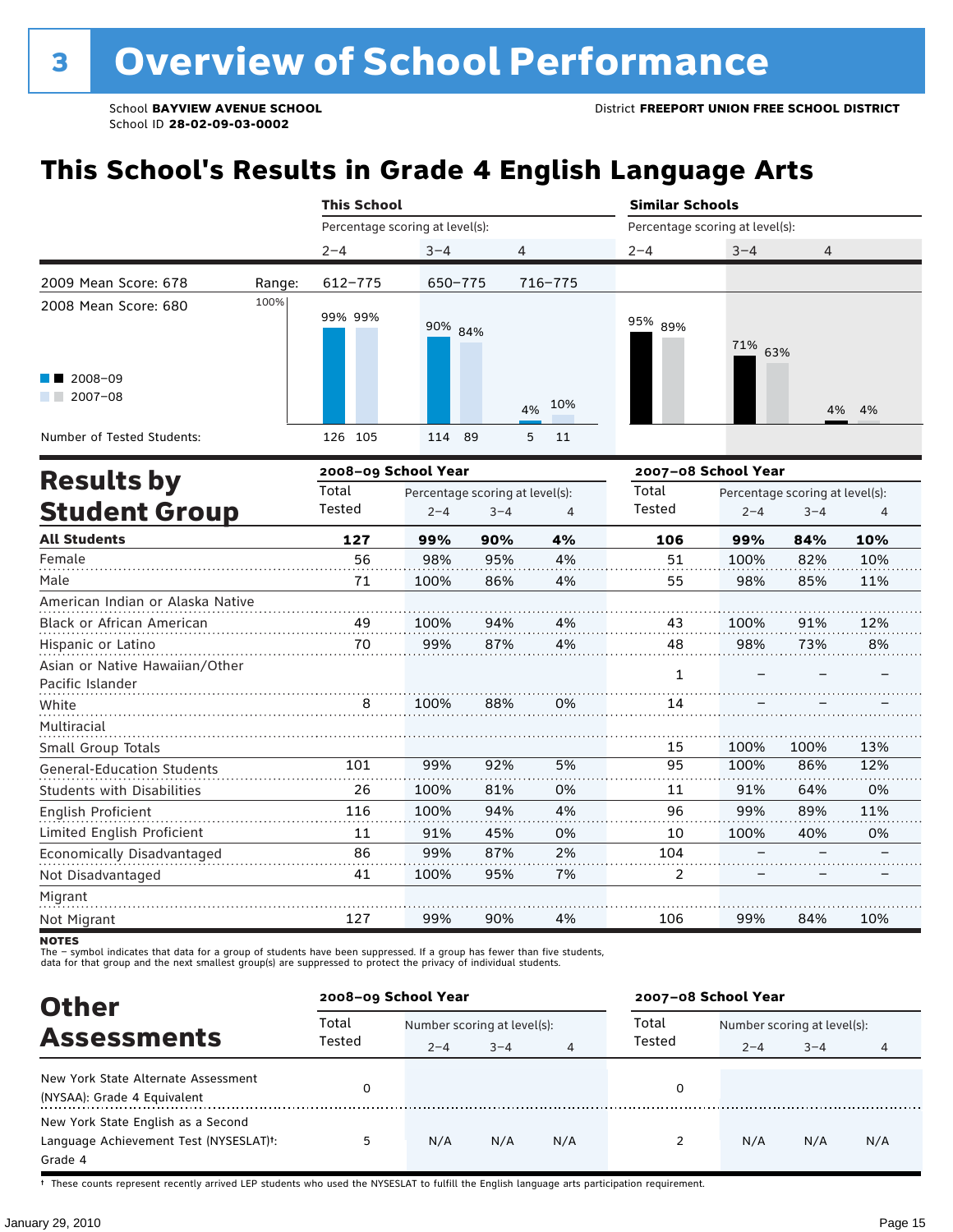# 3 Overview of School Performance

School **BAYVIEW AVENUE SCHOOL**
School ID **28-02-09-03-0002**

District **FREEPORT UNION FREE SCHOOL DISTRICT**

## This School's Results in Grade 4 English Language Arts

| | | This School | | | Similar Schools | | |
|---|---|---|---|---|---|---|---|
| | | Percentage scoring at level(s): | | | Percentage scoring at level(s): | | |
| | | 2–4 | 3–4 | 4 | 2–4 | 3–4 | 4 |
| 2009 Mean Score: 678 | Range: | 612–775 | 650–775 | 716–775 | | | |
| 2008 Mean Score: 680 | | | | | | | |
| 2008–09 | | 99% | 90% | 4% | 95% | 71% | 4% |
| 2007–08 | | 99% | 84% | 10% | 89% | 63% | 4% |
| Number of Tested Students: 2008–09 | | 126 | 114 | 5 | | | |
| Number of Tested Students: 2007–08 | | 105 | 89 | 11 | | | |

## Results by Student Group

| | 2008–09 School Year | | | | 2007–08 School Year | | | |
|---|---|---|---|---|---|---|---|---|
| | Total Tested | Percentage scoring at level(s): 2–4 | 3–4 | 4 | Total Tested | Percentage scoring at level(s): 2–4 | 3–4 | 4 |
| **All Students** | **127** | **99%** | **90%** | **4%** | **106** | **99%** | **84%** | **10%** |
| Female | 56 | 98% | 95% | 4% | 51 | 100% | 82% | 10% |
| Male | 71 | 100% | 86% | 4% | 55 | 98% | 85% | 11% |
| American Indian or Alaska Native | | | | | | | | |
| Black or African American | 49 | 100% | 94% | 4% | 43 | 100% | 91% | 12% |
| Hispanic or Latino | 70 | 99% | 87% | 4% | 48 | 98% | 73% | 8% |
| Asian or Native Hawaiian/Other Pacific Islander | | | | | 1 | – | – | – |
| White | 8 | 100% | 88% | 0% | 14 | – | – | – |
| Multiracial | | | | | | | | |
| Small Group Totals | | | | | 15 | 100% | 100% | 13% |
| General-Education Students | 101 | 99% | 92% | 5% | 95 | 100% | 86% | 12% |
| Students with Disabilities | 26 | 100% | 81% | 0% | 11 | 91% | 64% | 0% |
| English Proficient | 116 | 100% | 94% | 4% | 96 | 99% | 89% | 11% |
| Limited English Proficient | 11 | 91% | 45% | 0% | 10 | 100% | 40% | 0% |
| Economically Disadvantaged | 86 | 99% | 87% | 2% | 104 | – | – | – |
| Not Disadvantaged | 41 | 100% | 95% | 7% | 2 | – | – | – |
| Migrant | | | | | | | | |
| Not Migrant | 127 | 99% | 90% | 4% | 106 | 99% | 84% | 10% |

**NOTES**
The – symbol indicates that data for a group of students have been suppressed. If a group has fewer than five students, data for that group and the next smallest group(s) are suppressed to protect the privacy of individual students.

## Other Assessments

| | 2008–09 School Year | | | | 2007–08 School Year | | | |
|---|---|---|---|---|---|---|---|---|
| | Total Tested | Number scoring at level(s): 2–4 | 3–4 | 4 | Total Tested | Number scoring at level(s): 2–4 | 3–4 | 4 |
| New York State Alternate Assessment (NYSAA): Grade 4 Equivalent | 0 | | | | 0 | | | |
| New York State English as a Second Language Achievement Test (NYSESLAT)†: Grade 4 | 5 | N/A | N/A | N/A | 2 | N/A | N/A | N/A |

† These counts represent recently arrived LEP students who used the NYSESLAT to fulfill the English language arts participation requirement.

January 29, 2010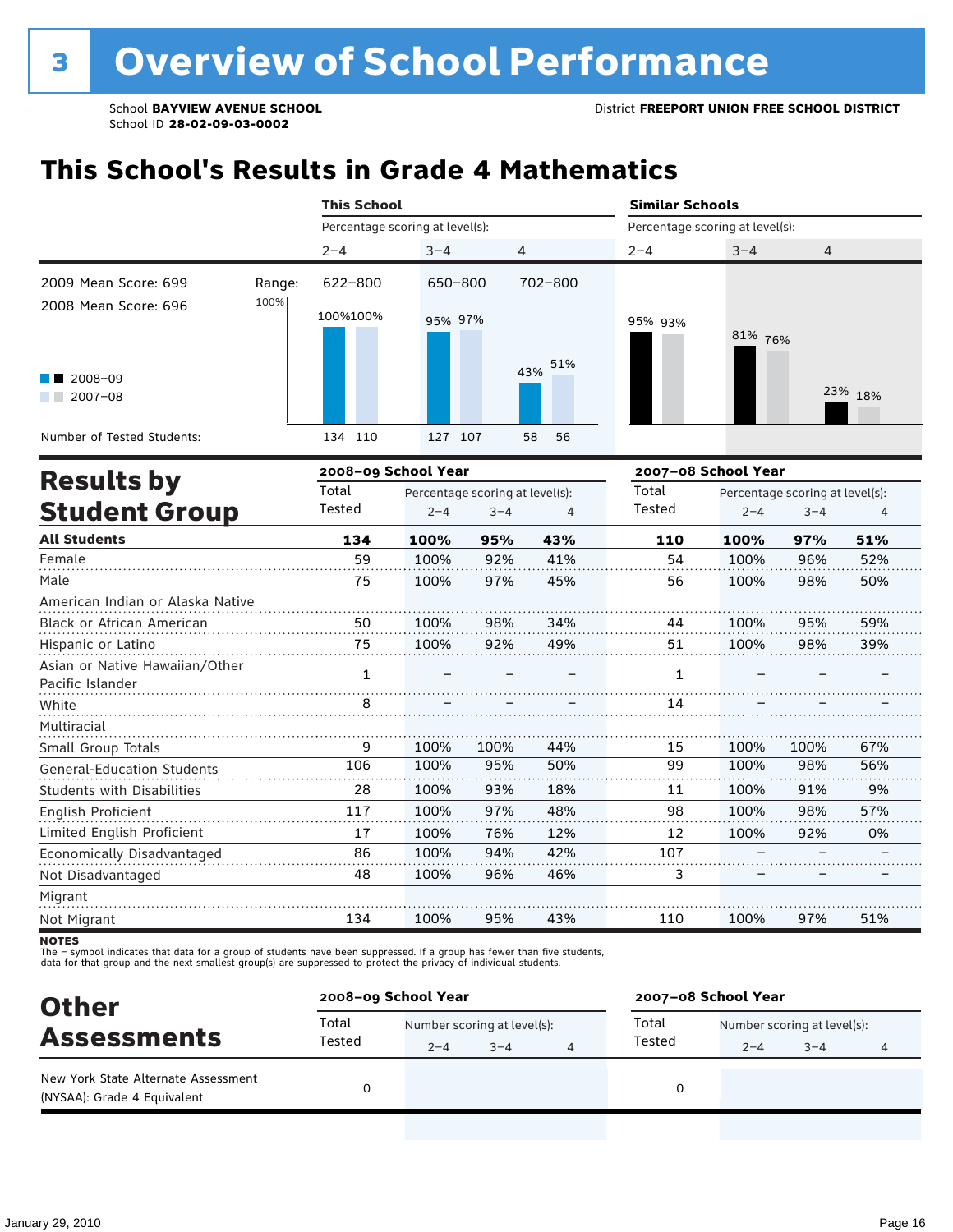# 3 Overview of School Performance

School **BAYVIEW AVENUE SCHOOL**
School ID **28-02-09-03-0002**

District **FREEPORT UNION FREE SCHOOL DISTRICT**

## This School's Results in Grade 4 Mathematics

| | | This School | | | Similar Schools | | |
|---|---|---|---|---|---|---|---|
| | | Percentage scoring at level(s): | | | Percentage scoring at level(s): | | |
| | | 2–4 | 3–4 | 4 | 2–4 | 3–4 | 4 |
| 2009 Mean Score: 699 | Range: | 622–800 | 650–800 | 702–800 | | | |
| 2008 Mean Score: 696 | | | | | | | |
| 2008–09 | | 100% | 95% | 43% | 95% | 81% | 23% |
| 2007–08 | | 100% | 97% | 51% | 93% | 76% | 18% |
| Number of Tested Students: | | 134 110 | 127 107 | 58 56 | | | |

## Results by Student Group

| | 2008–09 School Year | | | | 2007–08 School Year | | | |
|---|---|---|---|---|---|---|---|---|
| | Total Tested | Percentage scoring at level(s): 2–4 | 3–4 | 4 | Total Tested | Percentage scoring at level(s): 2–4 | 3–4 | 4 |
| **All Students** | **134** | **100%** | **95%** | **43%** | **110** | **100%** | **97%** | **51%** |
| Female | 59 | 100% | 92% | 41% | 54 | 100% | 96% | 52% |
| Male | 75 | 100% | 97% | 45% | 56 | 100% | 98% | 50% |
| American Indian or Alaska Native | | | | | | | | |
| Black or African American | 50 | 100% | 98% | 34% | 44 | 100% | 95% | 59% |
| Hispanic or Latino | 75 | 100% | 92% | 49% | 51 | 100% | 98% | 39% |
| Asian or Native Hawaiian/Other Pacific Islander | 1 | – | – | – | 1 | – | – | – |
| White | 8 | – | – | – | 14 | – | – | – |
| Multiracial | | | | | | | | |
| Small Group Totals | 9 | 100% | 100% | 44% | 15 | 100% | 100% | 67% |
| General-Education Students | 106 | 100% | 95% | 50% | 99 | 100% | 98% | 56% |
| Students with Disabilities | 28 | 100% | 93% | 18% | 11 | 100% | 91% | 9% |
| English Proficient | 117 | 100% | 97% | 48% | 98 | 100% | 98% | 57% |
| Limited English Proficient | 17 | 100% | 76% | 12% | 12 | 100% | 92% | 0% |
| Economically Disadvantaged | 86 | 100% | 94% | 42% | 107 | – | – | – |
| Not Disadvantaged | 48 | 100% | 96% | 46% | 3 | – | – | – |
| Migrant | | | | | | | | |
| Not Migrant | 134 | 100% | 95% | 43% | 110 | 100% | 97% | 51% |

**NOTES**
The – symbol indicates that data for a group of students have been suppressed. If a group has fewer than five students, data for that group and the next smallest group(s) are suppressed to protect the privacy of individual students.

## Other Assessments

| | 2008–09 School Year | | | | 2007–08 School Year | | | |
|---|---|---|---|---|---|---|---|---|
| | Total Tested | Number scoring at level(s): 2–4 | 3–4 | 4 | Total Tested | Number scoring at level(s): 2–4 | 3–4 | 4 |
| New York State Alternate Assessment (NYSAA): Grade 4 Equivalent | 0 | | | | 0 | | | |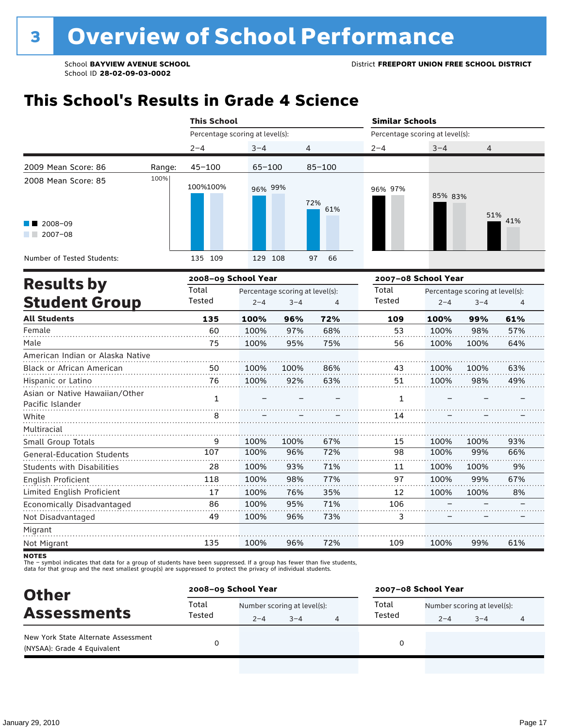# 3 Overview of School Performance

School **BAYVIEW AVENUE SCHOOL**
School ID **28-02-09-03-0002**

District **FREEPORT UNION FREE SCHOOL DISTRICT**

## This School's Results in Grade 4 Science

This School
Percentage scoring at level(s):
2–4 3–4 4

Similar Schools
Percentage scoring at level(s):
2–4 3–4 4

2009 Mean Score: 86
2008 Mean Score: 85

Range: 45–100 65–100 85–100

100%

100% 100% 96% 99% 72% 61%

96% 97% 85% 83% 51% 41%

2008–09
2007–08

Number of Tested Students: 135 109 129 108 97 66

## Results by Student Group

| | 2008–09 School Year | | | | 2007–08 School Year | | | |
|---|---|---|---|---|---|---|---|---|
| | Total Tested | Percentage scoring at level(s): 2–4 | 3–4 | 4 | Total Tested | Percentage scoring at level(s): 2–4 | 3–4 | 4 |
| **All Students** | **135** | **100%** | **96%** | **72%** | **109** | **100%** | **99%** | **61%** |
| Female | 60 | 100% | 97% | 68% | 53 | 100% | 98% | 57% |
| Male | 75 | 100% | 95% | 75% | 56 | 100% | 100% | 64% |
| American Indian or Alaska Native | | | | | | | | |
| Black or African American | 50 | 100% | 100% | 86% | 43 | 100% | 100% | 63% |
| Hispanic or Latino | 76 | 100% | 92% | 63% | 51 | 100% | 98% | 49% |
| Asian or Native Hawaiian/Other Pacific Islander | 1 | – | – | – | 1 | – | – | – |
| White | 8 | – | – | – | 14 | – | – | – |
| Multiracial | | | | | | | | |
| Small Group Totals | 9 | 100% | 100% | 67% | 15 | 100% | 100% | 93% |
| General-Education Students | 107 | 100% | 96% | 72% | 98 | 100% | 99% | 66% |
| Students with Disabilities | 28 | 100% | 93% | 71% | 11 | 100% | 100% | 9% |
| English Proficient | 118 | 100% | 98% | 77% | 97 | 100% | 99% | 67% |
| Limited English Proficient | 17 | 100% | 76% | 35% | 12 | 100% | 100% | 8% |
| Economically Disadvantaged | 86 | 100% | 95% | 71% | 106 | – | – | – |
| Not Disadvantaged | 49 | 100% | 96% | 73% | 3 | – | – | – |
| Migrant | | | | | | | | |
| Not Migrant | 135 | 100% | 96% | 72% | 109 | 100% | 99% | 61% |

**NOTES**
The – symbol indicates that data for a group of students have been suppressed. If a group has fewer than five students, data for that group and the next smallest group(s) are suppressed to protect the privacy of individual students.

## Other Assessments

| | 2008–09 School Year | | | | 2007–08 School Year | | | |
|---|---|---|---|---|---|---|---|---|
| | Total Tested | Number scoring at level(s): 2–4 | 3–4 | 4 | Total Tested | Number scoring at level(s): 2–4 | 3–4 | 4 |
| New York State Alternate Assessment (NYSAA): Grade 4 Equivalent | 0 | | | | 0 | | | |

January 29, 2010